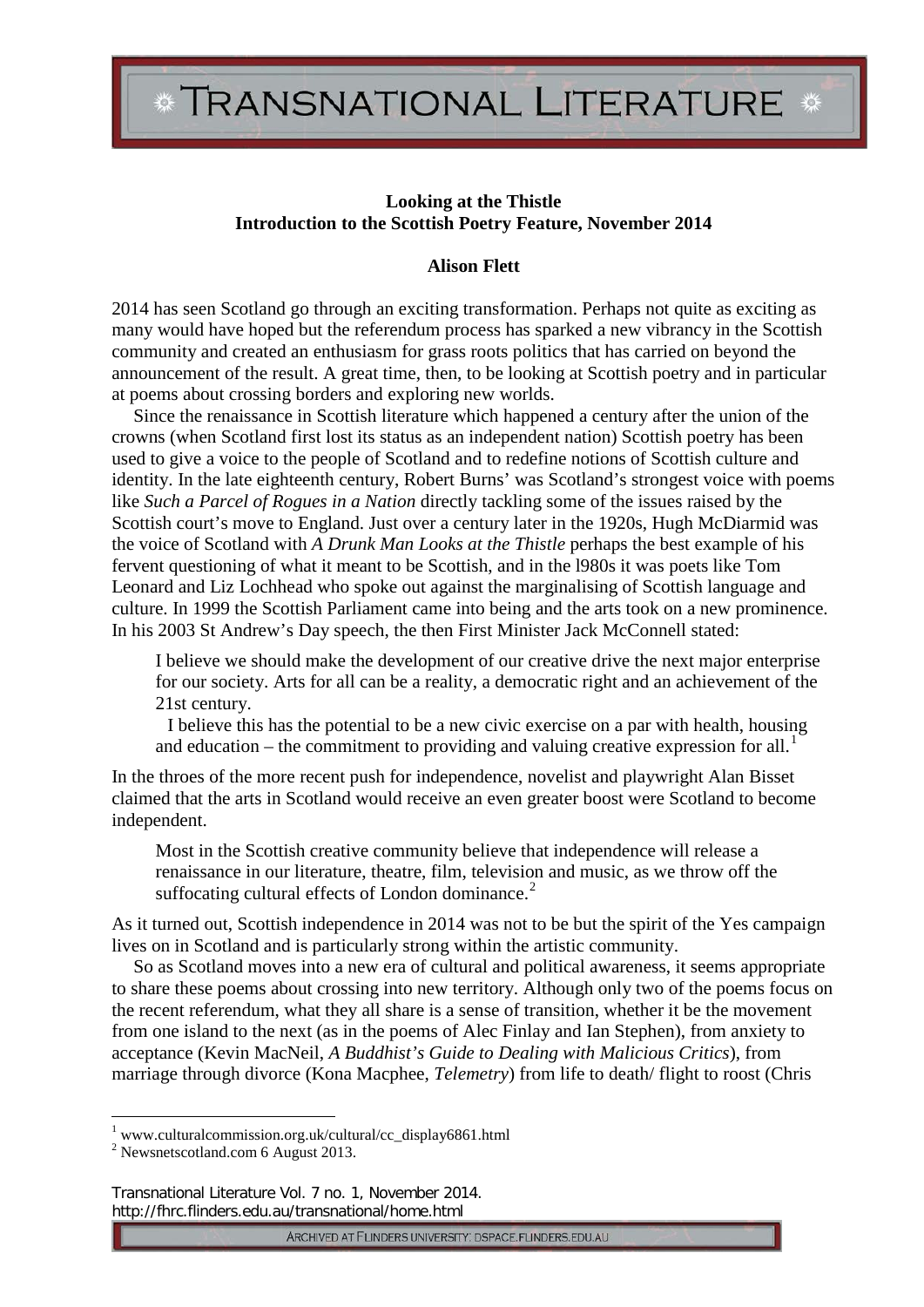# Looking at the Thistle
## Introduction to the Scottish Poetry Feature, November 2014

**Alison Flett**

2014 has seen Scotland go through an exciting transformation. Perhaps not quite as exciting as many would have hoped but the referendum process has sparked a new vibrancy in the Scottish community and created an enthusiasm for grass roots politics that has carried on beyond the announcement of the result. A great time, then, to be looking at Scottish poetry and in particular at poems about crossing borders and exploring new worlds.

Since the renaissance in Scottish literature which happened a century after the union of the crowns (when Scotland first lost its status as an independent nation) Scottish poetry has been used to give a voice to the people of Scotland and to redefine notions of Scottish culture and identity. In the late eighteenth century, Robert Burns' was Scotland's strongest voice with poems like *Such a Parcel of Rogues in a Nation* directly tackling some of the issues raised by the Scottish court's move to England. Just over a century later in the 1920s, Hugh McDiarmid was the voice of Scotland with *A Drunk Man Looks at the Thistle* perhaps the best example of his fervent questioning of what it meant to be Scottish, and in the l980s it was poets like Tom Leonard and Liz Lochhead who spoke out against the marginalising of Scottish language and culture. In 1999 the Scottish Parliament came into being and the arts took on a new prominence. In his 2003 St Andrew's Day speech, the then First Minister Jack McConnell stated:

> I believe we should make the development of our creative drive the next major enterprise for our society. Arts for all can be a reality, a democratic right and an achievement of the 21st century.
>
> I believe this has the potential to be a new civic exercise on a par with health, housing and education – the commitment to providing and valuing creative expression for all.[1]

In the throes of the more recent push for independence, novelist and playwright Alan Bisset claimed that the arts in Scotland would receive an even greater boost were Scotland to become independent.

> Most in the Scottish creative community believe that independence will release a renaissance in our literature, theatre, film, television and music, as we throw off the suffocating cultural effects of London dominance.[2]

As it turned out, Scottish independence in 2014 was not to be but the spirit of the Yes campaign lives on in Scotland and is particularly strong within the artistic community.

So as Scotland moves into a new era of cultural and political awareness, it seems appropriate to share these poems about crossing into new territory. Although only two of the poems focus on the recent referendum, what they all share is a sense of transition, whether it be the movement from one island to the next (as in the poems of Alec Finlay and Ian Stephen), from anxiety to acceptance (Kevin MacNeil, *A Buddhist's Guide to Dealing with Malicious Critics*), from marriage through divorce (Kona Macphee, *Telemetry*) from life to death/ flight to roost (Chris

---

[1] www.culturalcommission.org.uk/cultural/cc_display6861.html

[2] Newsnetscotland.com 6 August 2013.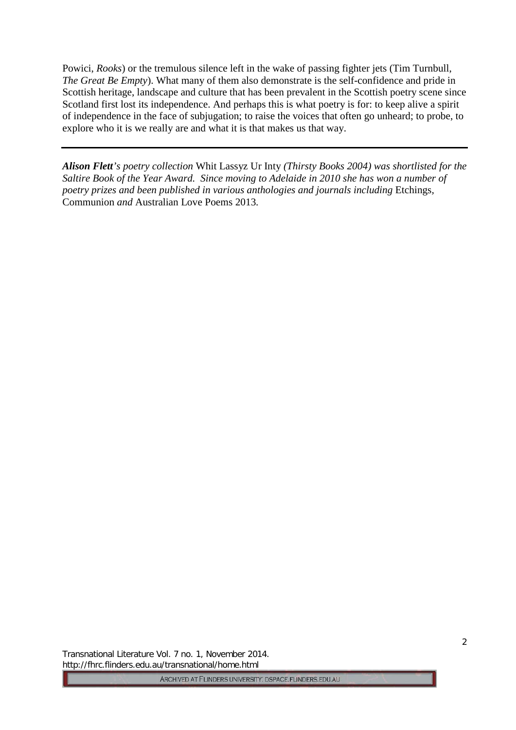Powici, *Rooks*) or the tremulous silence left in the wake of passing fighter jets (Tim Turnbull, *The Great Be Empty*). What many of them also demonstrate is the self-confidence and pride in Scottish heritage, landscape and culture that has been prevalent in the Scottish poetry scene since Scotland first lost its independence. And perhaps this is what poetry is for: to keep alive a spirit of independence in the face of subjugation; to raise the voices that often go unheard; to probe, to explore who it is we really are and what it is that makes us that way.

---

***Alison Flett****'s poetry collection* Whit Lassyz Ur Inty *(Thirsty Books 2004) was shortlisted for the Saltire Book of the Year Award. Since moving to Adelaide in 2010 she has won a number of poetry prizes and been published in various anthologies and journals including* Etchings*,* Communion *and* Australian Love Poems 2013*.*